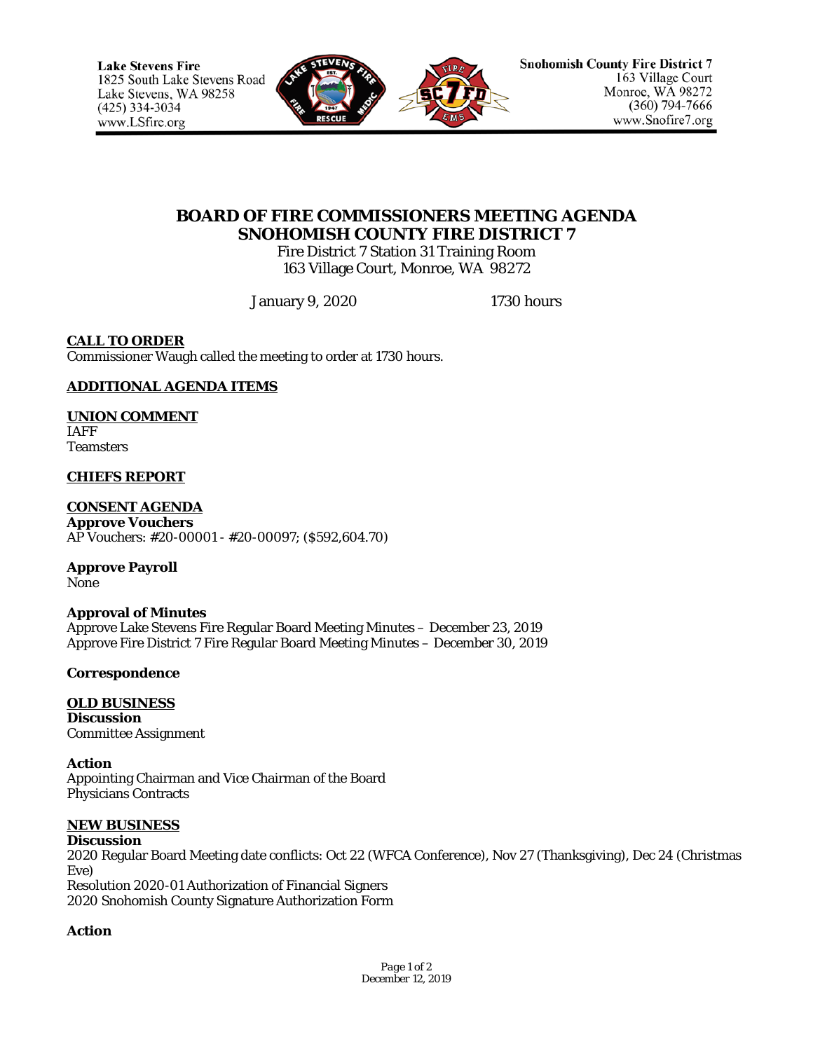Lake Stevens Fire
1825 South Lake Stevens Road
Lake Stevens, WA 98258
(425) 334-3034
www.LSfire.org

Snohomish County Fire District 7
163 Village Court
Monroe, WA 98272
(360) 794-7666
www.Snofire7.org

# BOARD OF FIRE COMMISSIONERS MEETING AGENDA
# SNOHOMISH COUNTY FIRE DISTRICT 7

Fire District 7 Station 31 Training Room
163 Village Court, Monroe, WA 98272

January 9, 2020 1730 hours

## CALL TO ORDER

Commissioner Waugh called the meeting to order at 1730 hours.

## ADDITIONAL AGENDA ITEMS

## UNION COMMENT

IAFF
Teamsters

## CHIEFS REPORT

## CONSENT AGENDA

**Approve Vouchers**
AP Vouchers: #20-00001 - #20-00097; ($592,604.70)

**Approve Payroll**
None

**Approval of Minutes**
Approve Lake Stevens Fire Regular Board Meeting Minutes – December 23, 2019
Approve Fire District 7 Fire Regular Board Meeting Minutes – December 30, 2019

**Correspondence**

## OLD BUSINESS

**Discussion**
Committee Assignment

**Action**
Appointing Chairman and Vice Chairman of the Board
Physicians Contracts

## NEW BUSINESS

**Discussion**
2020 Regular Board Meeting date conflicts: Oct 22 (WFCA Conference), Nov 27 (Thanksgiving), Dec 24 (Christmas Eve)
Resolution 2020-01 Authorization of Financial Signers
2020 Snohomish County Signature Authorization Form

**Action**

December 12, 2019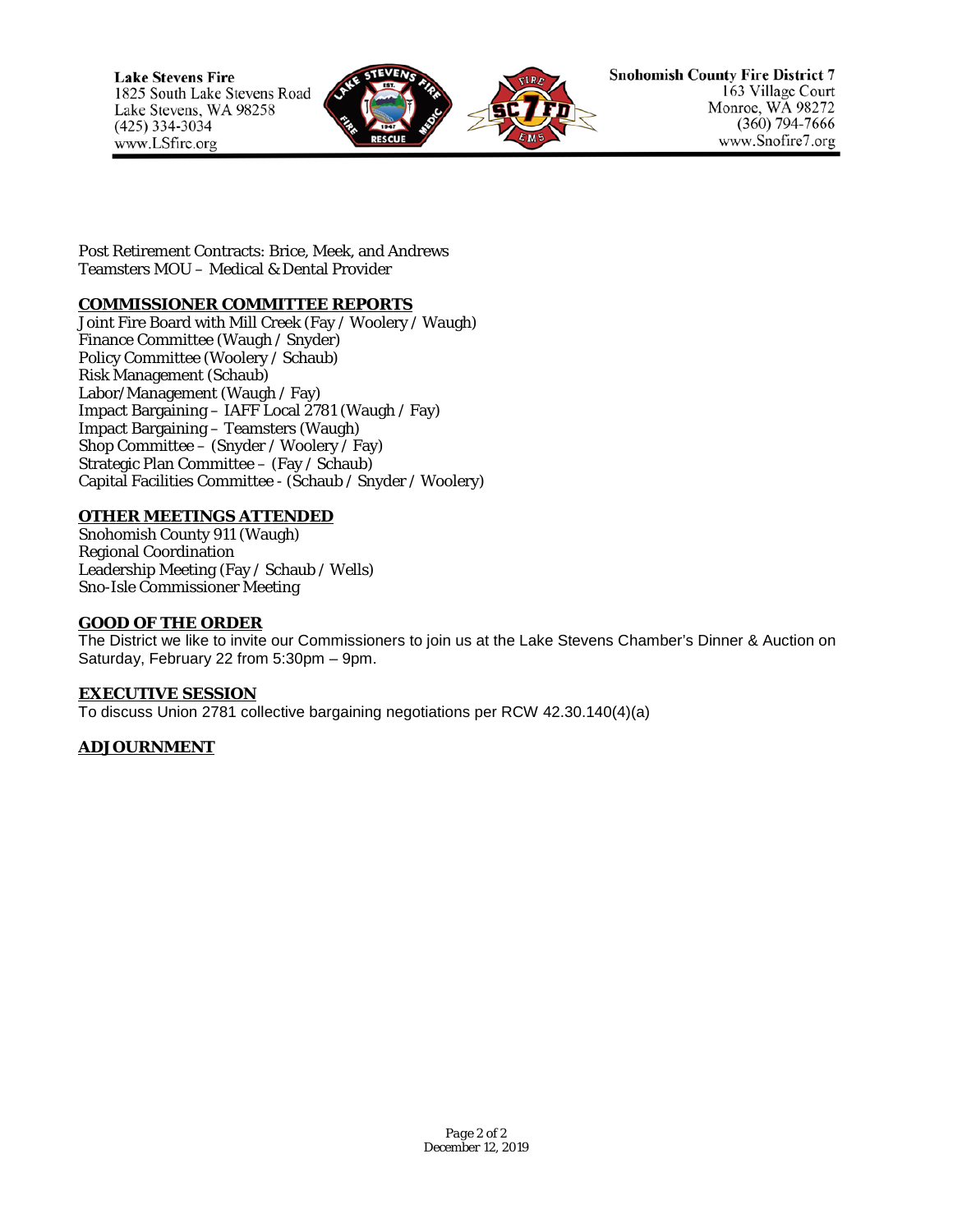Post Retirement Contracts: Brice, Meek, and Andrews
Teamsters MOU – Medical & Dental Provider

## COMMISSIONER COMMITTEE REPORTS

Joint Fire Board with Mill Creek (Fay / Woolery / Waugh)
Finance Committee (Waugh / Snyder)
Policy Committee (Woolery / Schaub)
Risk Management (Schaub)
Labor/Management (Waugh / Fay)
Impact Bargaining – IAFF Local 2781 (Waugh / Fay)
Impact Bargaining – Teamsters (Waugh)
Shop Committee – (Snyder / Woolery / Fay)
Strategic Plan Committee – (Fay / Schaub)
Capital Facilities Committee - (Schaub / Snyder / Woolery)

## OTHER MEETINGS ATTENDED

Snohomish County 911 (Waugh)
Regional Coordination
Leadership Meeting (Fay / Schaub / Wells)
Sno-Isle Commissioner Meeting

## GOOD OF THE ORDER

The District we like to invite our Commissioners to join us at the Lake Stevens Chamber's Dinner & Auction on Saturday, February 22 from 5:30pm – 9pm.

## EXECUTIVE SESSION

To discuss Union 2781 collective bargaining negotiations per RCW 42.30.140(4)(a)

## ADJOURNMENT